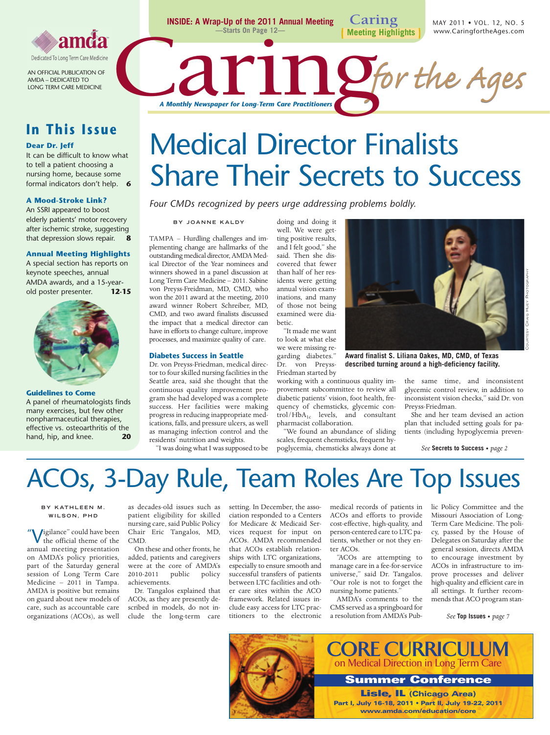**INSIDE: A Wrap-Up of the 2011 Annual Meeting** —Starts On Page 12—

**Caring** | **Meeting Highlights**

MAY 2011 • VOL. 12, NO. 5
www.CaringfortheAges.com

amda — Dedicated To Long Term Care Medicine

AN OFFICIAL PUBLICATION OF AMDA – DEDICATED TO LONG TERM CARE MEDICINE

# Caring for the Ages

*A Monthly Newspaper for Long-Term Care Practitioners*

## In This Issue

**Dear Dr. Jeff**
It can be difficult to know what to tell a patient choosing a nursing home, because some formal indicators don't help. **6**

**A Mood-Stroke Link?**
An SSRI appeared to boost elderly patients' motor recovery after ischemic stroke, suggesting that depression slows repair. **8**

**Annual Meeting Highlights**
A special section has reports on keynote speeches, annual AMDA awards, and a 15-year-old poster presenter. **12-15**

**Guidelines to Come**
A panel of rheumatologists finds many exercises, but few other nonpharmaceutical therapies, effective vs. osteoarthritis of the hand, hip, and knee. **20**

# Medical Director Finalists Share Their Secrets to Success

*Four CMDs recognized by peers urge addressing problems boldly.*

BY JOANNE KALDY

TAMPA – Hurdling challenges and implementing change are hallmarks of the outstanding medical director, AMDA Medical Director of the Year nominees and winners showed in a panel discussion at Long Term Care Medicine – 2011. Sabine von Preyss-Freidman, MD, CMD, who won the 2011 award at the meeting, 2010 award winner Robert Schreiber, MD, CMD, and two award finalists discussed the impact that a medical director can have in efforts to change culture, improve processes, and maximize quality of care.

### Diabetes Success in Seattle

Dr. von Preyss-Friedman, medical director to four skilled nursing facilities in the Seattle area, said she thought that the continuous quality improvement program she had developed was a complete success. Her facilities were making progress in reducing inappropriate medications, falls, and pressure ulcers, as well as managing infection control and the residents' nutrition and weights.

"I was doing what I was supposed to be doing and doing it well. We were getting positive results, and I felt good," she said. Then she discovered that fewer than half of her residents were getting annual vision examinations, and many of those not being examined were diabetic.

"It made me want to look at what else we were missing regarding diabetes." Dr. von Preyss-Friedman started by working with a continuous quality improvement subcommittee to review all diabetic patients' vision, foot health, frequency of chemsticks, glycemic control/$HbA_{1c}$ levels, and consultant pharmacist collaboration.

"We found an abundance of sliding scales, frequent chemsticks, frequent hypoglycemia, chemsticks always done at the same time, and inconsistent glycemic control review, in addition to inconsistent vision checks," said Dr. von Preyss-Friedman.

She and her team devised an action plan that included setting goals for patients (including hypoglycemia preven-

*See* **Secrets to Success** • *page 2*

Award finalist S. Liliana Oakes, MD, CMD, of Texas described turning around a high-deficiency facility.

Courtesy Craig Huey Photography

# ACOs, 3-Day Rule, Team Roles Are Top Issues

BY KATHLEEN M. WILSON, PHD

"Vigilance" could have been the official theme of the annual meeting presentation on AMDA's policy priorities, part of the Saturday general session of Long Term Care Medicine – 2011 in Tampa. AMDA is positive but remains on guard about new models of care, such as accountable care organizations (ACOs), as well as decades-old issues such as patient eligibility for skilled nursing care, said Public Policy Chair Eric Tangalos, MD, CMD.

On these and other fronts, he added, patients and caregivers were at the core of AMDA's 2010-2011 public policy achievements.

Dr. Tangalos explained that ACOs, as they are presently described in models, do not include the long-term care setting. In December, the association responded to a Centers for Medicare & Medicaid Services request for input on ACOs. AMDA recommended that ACOs establish relationships with LTC organizations, especially to ensure smooth and successful transfers of patients between LTC facilities and other care sites within the ACO framework. Related issues include easy access for LTC practitioners to the electronic medical records of patients in ACOs and efforts to provide cost-effective, high-quality, and person-centered care to LTC patients, whether or not they enter ACOs.

"ACOs are attempting to manage care in a fee-for-service universe," said Dr. Tangalos. "Our role is not to forget the nursing home patients."

AMDA's comments to the CMS served as a springboard for a resolution from AMDA's Public Policy Committee and the Missouri Association of Long-Term Care Medicine. The policy, passed by the House of Delegates on Saturday after the general session, directs AMDA to encourage investment by ACOs in infrastructure to improve processes and deliver high-quality and efficient care in all settings. It further recommends that ACO program stan-

*See* **Top Issues** • *page 7*

**CORE CURRICULUM**
on Medical Direction in Long Term Care

**Summer Conference**

**Lisle, IL** (Chicago Area)
Part I, July 16-18, 2011 • Part II, July 19-22, 2011
www.amda.com/education/core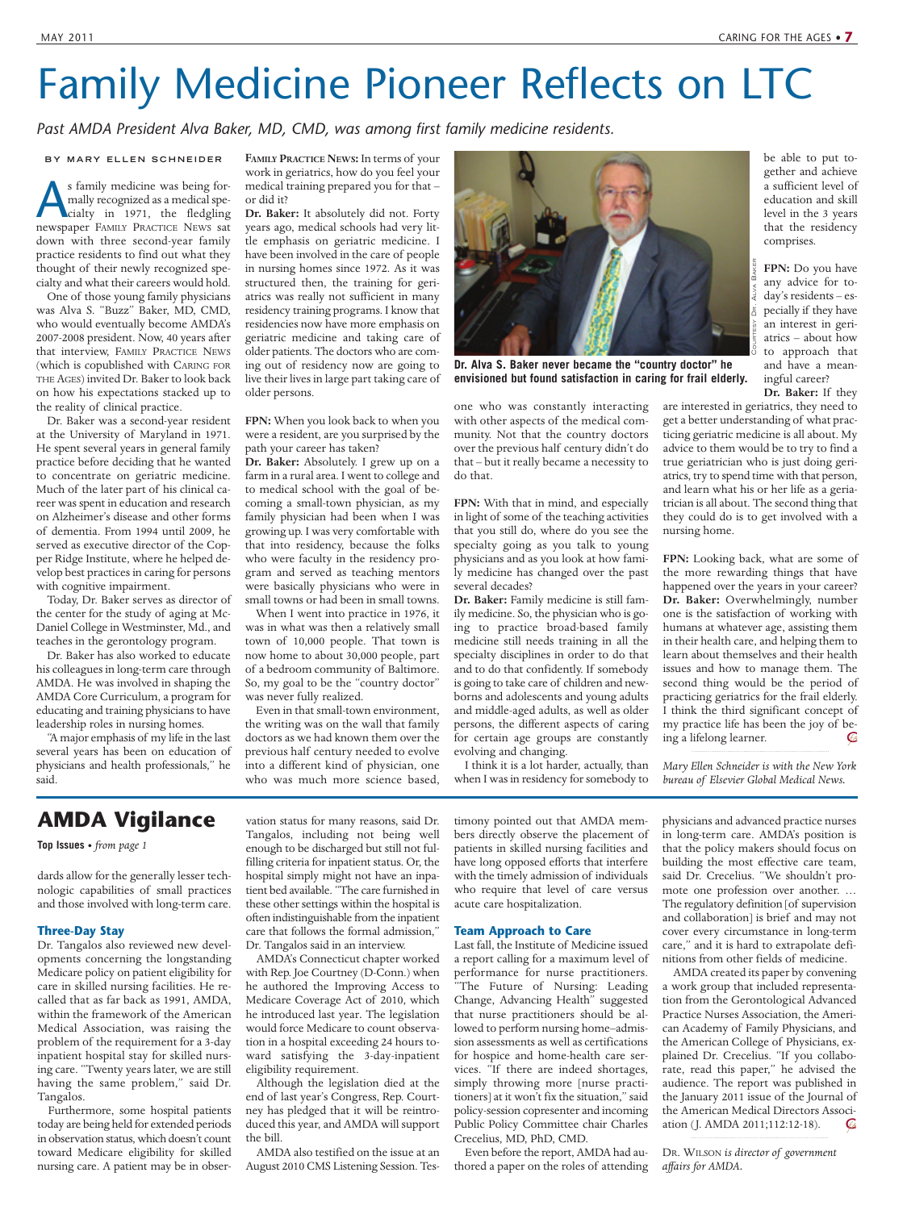# Family Medicine Pioneer Reflects on LTC

*Past AMDA President Alva Baker, MD, CMD, was among first family medicine residents.*

BY MARY ELLEN SCHNEIDER

As family medicine was being formally recognized as a medical specialty in 1971, the fledgling newspaper FAMILY PRACTICE NEWS sat down with three second-year family practice residents to find out what they thought of their newly recognized specialty and what their careers would hold.

One of those young family physicians was Alva S. "Buzz" Baker, MD, CMD, who would eventually become AMDA's 2007-2008 president. Now, 40 years after that interview, FAMILY PRACTICE NEWS (which is copublished with CARING FOR THE AGES) invited Dr. Baker to look back on how his expectations stacked up to the reality of clinical practice.

Dr. Baker was a second-year resident at the University of Maryland in 1971. He spent several years in general family practice before deciding that he wanted to concentrate on geriatric medicine. Much of the later part of his clinical career was spent in education and research on Alzheimer's disease and other forms of dementia. From 1994 until 2009, he served as executive director of the Copper Ridge Institute, where he helped develop best practices in caring for persons with cognitive impairment.

Today, Dr. Baker serves as director of the center for the study of aging at McDaniel College in Westminster, Md., and teaches in the gerontology program.

Dr. Baker has also worked to educate his colleagues in long-term care through AMDA. He was involved in shaping the AMDA Core Curriculum, a program for educating and training physicians to have leadership roles in nursing homes.

"A major emphasis of my life in the last several years has been on education of physicians and health professionals," he said.

**FAMILY PRACTICE NEWS:** In terms of your work in geriatrics, how do you feel your medical training prepared you for that – or did it?

**Dr. Baker:** It absolutely did not. Forty years ago, medical schools had very little emphasis on geriatric medicine. I have been involved in the care of people in nursing homes since 1972. As it was structured then, the training for geriatrics was really not sufficient in many residency training programs. I know that residencies now have more emphasis on geriatric medicine and taking care of older patients. The doctors who are coming out of residency now are going to live their lives in large part taking care of older persons.

**FPN:** When you look back to when you were a resident, are you surprised by the path your career has taken?

**Dr. Baker:** Absolutely. I grew up on a farm in a rural area. I went to college and to medical school with the goal of becoming a small-town physician, as my family physician had been when I was growing up. I was very comfortable with that into residency, because the folks who were faculty in the residency program and served as teaching mentors were basically physicians who were in small towns or had been in small towns.

When I went into practice in 1976, it was in what was then a relatively small town of 10,000 people. That town is now home to about 30,000 people, part of a bedroom community of Baltimore. So, my goal to be the "country doctor" was never fully realized.

Even in that small-town environment, the writing was on the wall that family doctors as we had known them over the previous half century needed to evolve into a different kind of physician, one who was much more science based, one who was constantly interacting with other aspects of the medical community. Not that the country doctors over the previous half century didn't do that – but it really became a necessity to do that.

**Dr. Alva S. Baker never became the "country doctor" he envisioned but found satisfaction in caring for frail elderly.**

Courtesy Dr. Alva Baker

**FPN:** With that in mind, and especially in light of some of the teaching activities that you still do, where do you see the specialty going as you talk to young physicians and as you look at how family medicine has changed over the past several decades?

**Dr. Baker:** Family medicine is still family medicine. So, the physician who is going to practice broad-based family medicine still needs training in all the specialty disciplines in order to do that and to do that confidently. If somebody is going to take care of children and newborns and adolescents and young adults and middle-aged adults, as well as older persons, the different aspects of caring for certain age groups are constantly evolving and changing.

I think it is a lot harder, actually, than when I was in residency for somebody to be able to put together and achieve a sufficient level of education and skill level in the 3 years that the residency comprises.

**FPN:** Do you have any advice for today's residents – especially if they have an interest in geriatrics – about how to approach that and have a meaningful career?

**Dr. Baker:** If they are interested in geriatrics, they need to get a better understanding of what practicing geriatric medicine is all about. My advice to them would be to try to find a true geriatrician who is just doing geriatrics, try to spend time with that person, and learn what his or her life as a geriatrician is all about. The second thing that they could do is to get involved with a nursing home.

**FPN:** Looking back, what are some of the more rewarding things that have happened over the years in your career?

**Dr. Baker:** Overwhelmingly, number one is the satisfaction of working with humans at whatever age, assisting them in their health care, and helping them to learn about themselves and their health issues and how to manage them. The second thing would be the period of practicing geriatrics for the frail elderly. I think the third significant concept of my practice life has been the joy of being a lifelong learner.

*Mary Ellen Schneider is with the New York bureau of Elsevier Global Medical News.*

## AMDA Vigilance

**Top Issues** • *from page 1*

dards allow for the generally lesser technologic capabilities of small practices and those involved with long-term care.

### Three-Day Stay

Dr. Tangalos also reviewed new developments concerning the longstanding Medicare policy on patient eligibility for care in skilled nursing facilities. He recalled that as far back as 1991, AMDA, within the framework of the American Medical Association, was raising the problem of the requirement for a 3-day inpatient hospital stay for skilled nursing care. "Twenty years later, we are still having the same problem," said Dr. Tangalos.

Furthermore, some hospital patients today are being held for extended periods in observation status, which doesn't count toward Medicare eligibility for skilled nursing care. A patient may be in observation status for many reasons, said Dr. Tangalos, including not being well enough to be discharged but still not fulfilling criteria for inpatient status. Or, the hospital simply might not have an inpatient bed available. "The care furnished in these other settings within the hospital is often indistinguishable from the inpatient care that follows the formal admission," Dr. Tangalos said in an interview.

AMDA's Connecticut chapter worked with Rep. Joe Courtney (D-Conn.) when he authored the Improving Access to Medicare Coverage Act of 2010, which he introduced last year. The legislation would force Medicare to count observation in a hospital exceeding 24 hours toward satisfying the 3-day-inpatient eligibility requirement.

Although the legislation died at the end of last year's Congress, Rep. Courtney has pledged that it will be reintroduced this year, and AMDA will support the bill.

AMDA also testified on the issue at an August 2010 CMS Listening Session. Testimony pointed out that AMDA members directly observe the placement of patients in skilled nursing facilities and have long opposed efforts that interfere with the timely admission of individuals who require that level of care versus acute care hospitalization.

### Team Approach to Care

Last fall, the Institute of Medicine issued a report calling for a maximum level of performance for nurse practitioners. "The Future of Nursing: Leading Change, Advancing Health" suggested that nurse practitioners should be allowed to perform nursing home–admission assessments as well as certifications for hospice and home-health care services. "If there are indeed shortages, simply throwing more [nurse practitioners] at it won't fix the situation," said policy-session copresenter and incoming Public Policy Committee chair Charles Crecelius, MD, PhD, CMD.

Even before the report, AMDA had authored a paper on the roles of attending physicians and advanced practice nurses in long-term care. AMDA's position is that the policy makers should focus on building the most effective care team, said Dr. Crecelius. "We shouldn't promote one profession over another. … The regulatory definition [of supervision and collaboration] is brief and may not cover every circumstance in long-term care," and it is hard to extrapolate definitions from other fields of medicine.

AMDA created its paper by convening a work group that included representation from the Gerontological Advanced Practice Nurses Association, the American Academy of Family Physicians, and the American College of Physicians, explained Dr. Crecelius. "If you collaborate, read this paper," he advised the audience. The report was published in the January 2011 issue of the Journal of the American Medical Directors Association (J. AMDA 2011;112:12-18).

DR. WILSON *is director of government affairs for AMDA.*